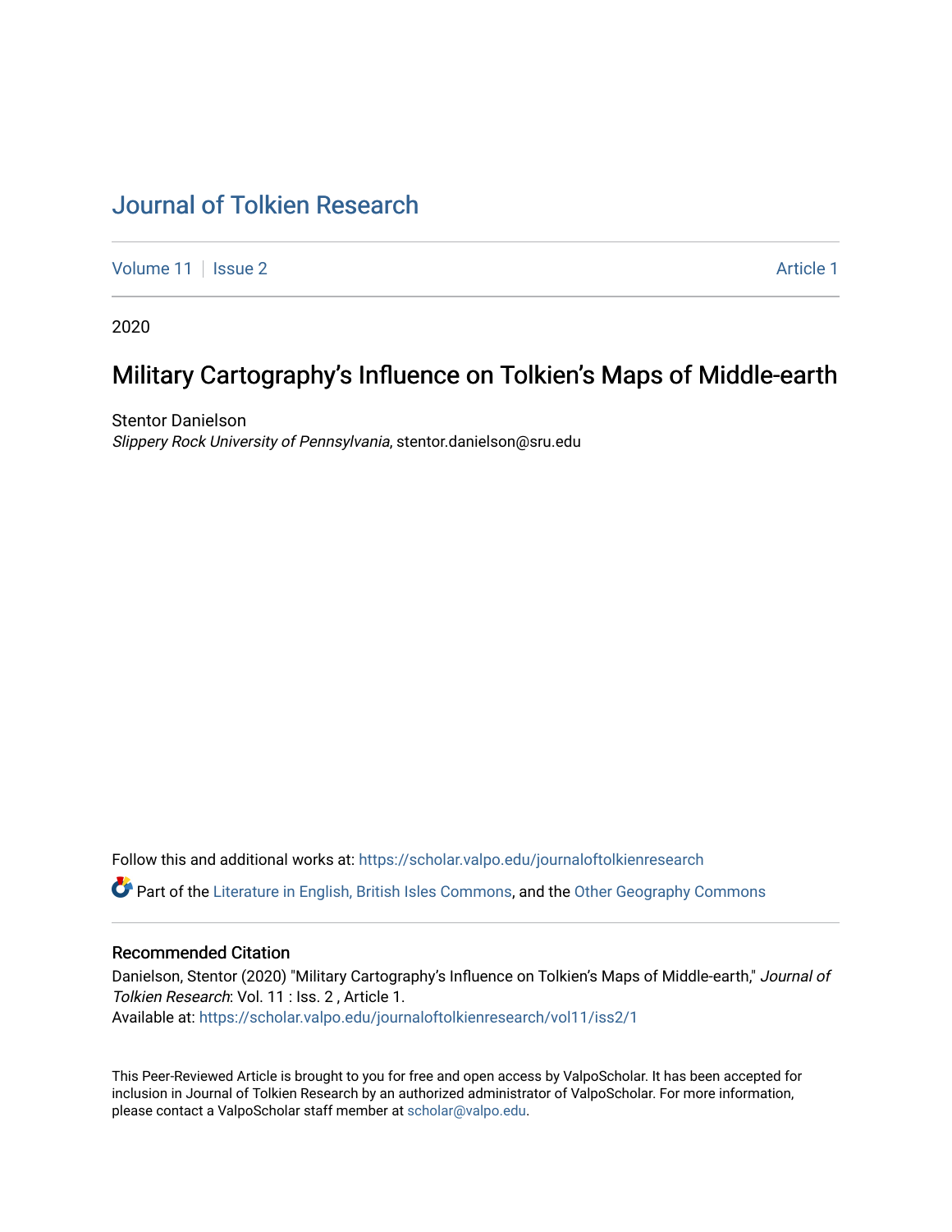# Journal of Tolkien Research

Volume 11 | Issue 2 | Article 1

2020

## Military Cartography's Influence on Tolkien's Maps of Middle-earth

Stentor Danielson
*Slippery Rock University of Pennsylvania*, stentor.danielson@sru.edu

Follow this and additional works at: https://scholar.valpo.edu/journaloftolkienresearch

Part of the Literature in English, British Isles Commons, and the Other Geography Commons

### Recommended Citation

Danielson, Stentor (2020) "Military Cartography's Influence on Tolkien's Maps of Middle-earth," *Journal of Tolkien Research*: Vol. 11 : Iss. 2 , Article 1.
Available at: https://scholar.valpo.edu/journaloftolkienresearch/vol11/iss2/1

This Peer-Reviewed Article is brought to you for free and open access by ValpoScholar. It has been accepted for inclusion in Journal of Tolkien Research by an authorized administrator of ValpoScholar. For more information, please contact a ValpoScholar staff member at scholar@valpo.edu.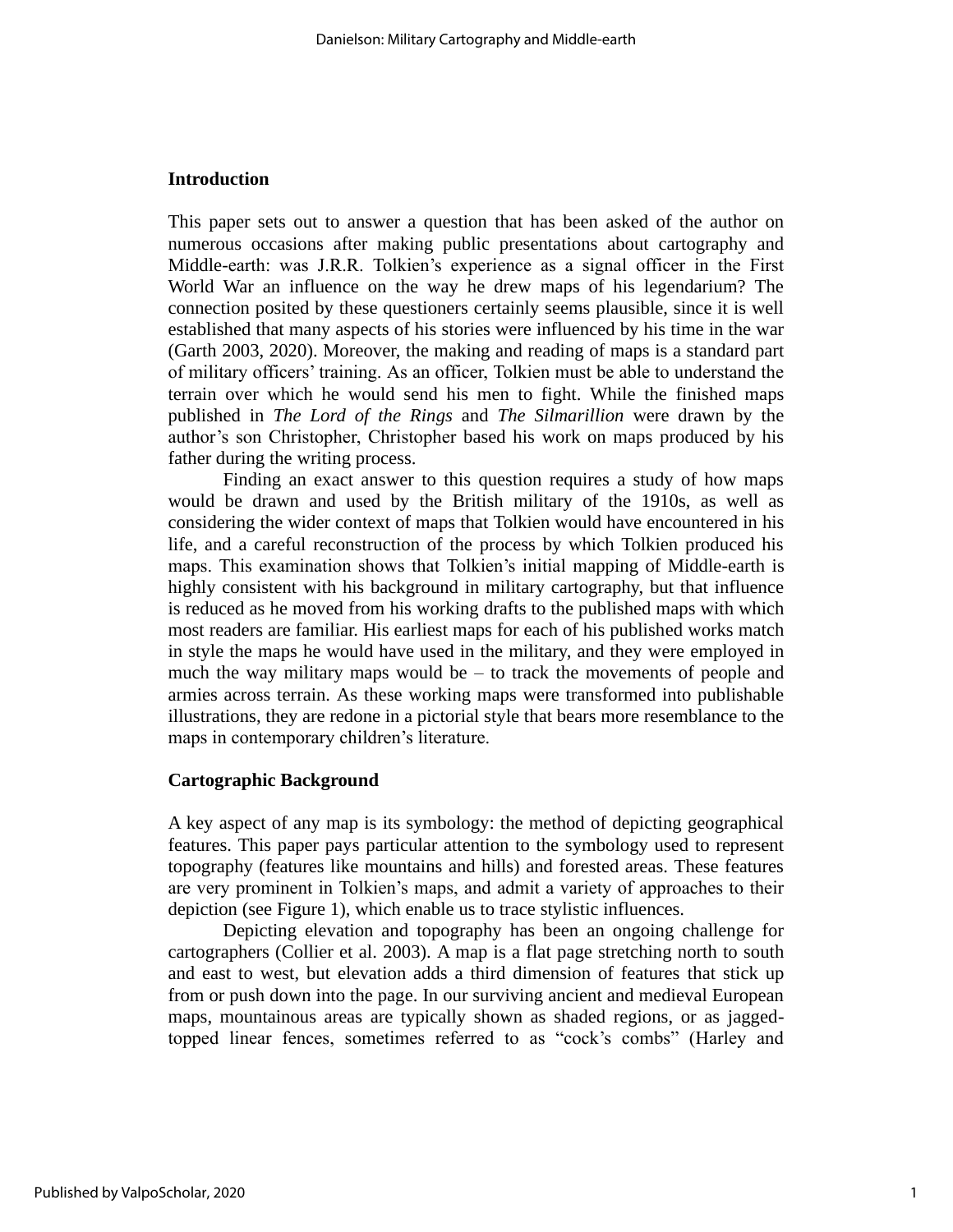## Introduction

This paper sets out to answer a question that has been asked of the author on numerous occasions after making public presentations about cartography and Middle-earth: was J.R.R. Tolkien's experience as a signal officer in the First World War an influence on the way he drew maps of his legendarium? The connection posited by these questioners certainly seems plausible, since it is well established that many aspects of his stories were influenced by his time in the war (Garth 2003, 2020). Moreover, the making and reading of maps is a standard part of military officers' training. As an officer, Tolkien must be able to understand the terrain over which he would send his men to fight. While the finished maps published in *The Lord of the Rings* and *The Silmarillion* were drawn by the author's son Christopher, Christopher based his work on maps produced by his father during the writing process.

Finding an exact answer to this question requires a study of how maps would be drawn and used by the British military of the 1910s, as well as considering the wider context of maps that Tolkien would have encountered in his life, and a careful reconstruction of the process by which Tolkien produced his maps. This examination shows that Tolkien's initial mapping of Middle-earth is highly consistent with his background in military cartography, but that influence is reduced as he moved from his working drafts to the published maps with which most readers are familiar. His earliest maps for each of his published works match in style the maps he would have used in the military, and they were employed in much the way military maps would be – to track the movements of people and armies across terrain. As these working maps were transformed into publishable illustrations, they are redone in a pictorial style that bears more resemblance to the maps in contemporary children's literature.

## Cartographic Background

A key aspect of any map is its symbology: the method of depicting geographical features. This paper pays particular attention to the symbology used to represent topography (features like mountains and hills) and forested areas. These features are very prominent in Tolkien's maps, and admit a variety of approaches to their depiction (see Figure 1), which enable us to trace stylistic influences.

Depicting elevation and topography has been an ongoing challenge for cartographers (Collier et al. 2003). A map is a flat page stretching north to south and east to west, but elevation adds a third dimension of features that stick up from or push down into the page. In our surviving ancient and medieval European maps, mountainous areas are typically shown as shaded regions, or as jagged-topped linear fences, sometimes referred to as "cock's combs" (Harley and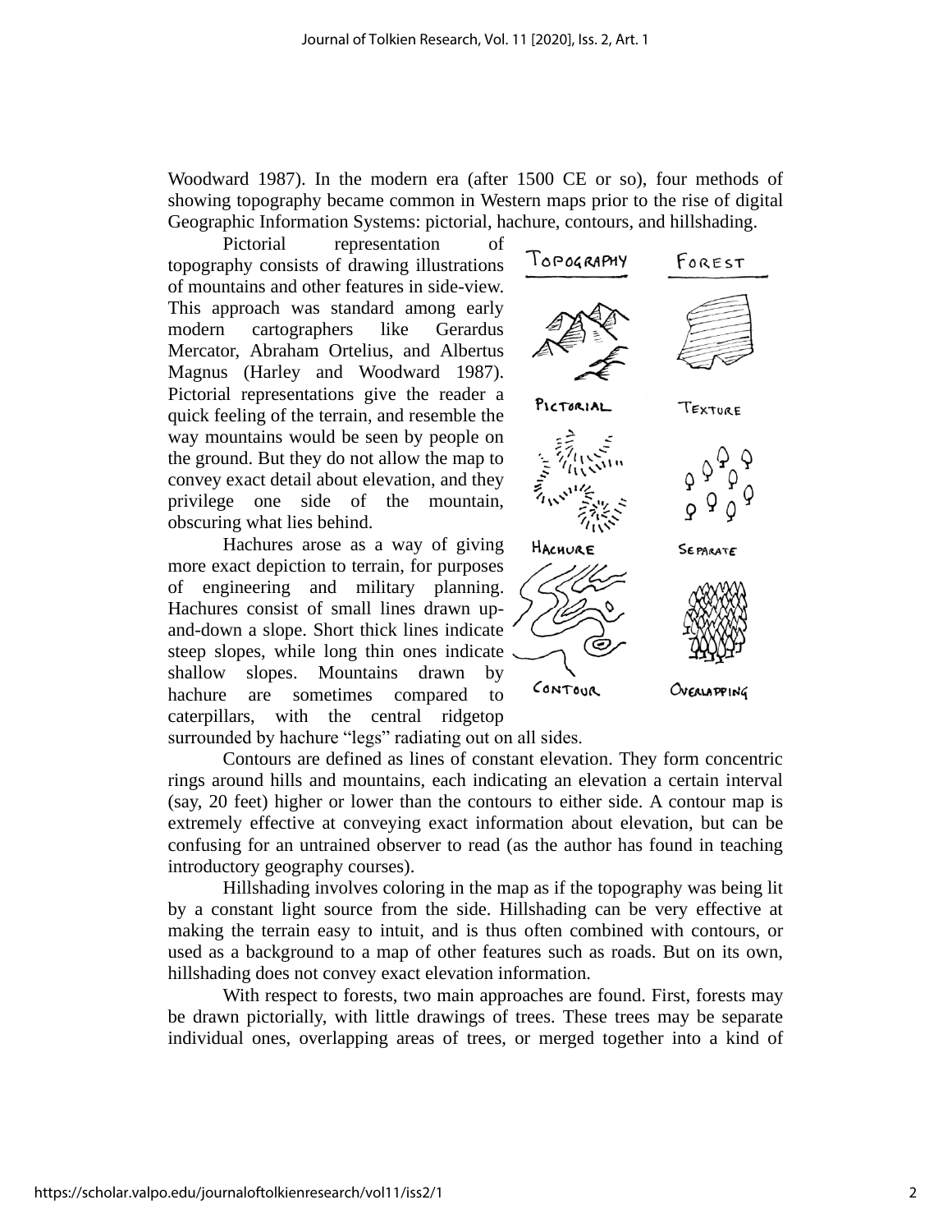Woodward 1987). In the modern era (after 1500 CE or so), four methods of showing topography became common in Western maps prior to the rise of digital Geographic Information Systems: pictorial, hachure, contours, and hillshading.

Pictorial representation of topography consists of drawing illustrations of mountains and other features in side-view. This approach was standard among early modern cartographers like Gerardus Mercator, Abraham Ortelius, and Albertus Magnus (Harley and Woodward 1987). Pictorial representations give the reader a quick feeling of the terrain, and resemble the way mountains would be seen by people on the ground. But they do not allow the map to convey exact detail about elevation, and they privilege one side of the mountain, obscuring what lies behind.

Hachures arose as a way of giving more exact depiction to terrain, for purposes of engineering and military planning. Hachures consist of small lines drawn up-and-down a slope. Short thick lines indicate steep slopes, while long thin ones indicate shallow slopes. Mountains drawn by hachure are sometimes compared to caterpillars, with the central ridgetop surrounded by hachure "legs" radiating out on all sides.

Contours are defined as lines of constant elevation. They form concentric rings around hills and mountains, each indicating an elevation a certain interval (say, 20 feet) higher or lower than the contours to either side. A contour map is extremely effective at conveying exact information about elevation, but can be confusing for an untrained observer to read (as the author has found in teaching introductory geography courses).

Hillshading involves coloring in the map as if the topography was being lit by a constant light source from the side. Hillshading can be very effective at making the terrain easy to intuit, and is thus often combined with contours, or used as a background to a map of other features such as roads. But on its own, hillshading does not convey exact elevation information.

With respect to forests, two main approaches are found. First, forests may be drawn pictorially, with little drawings of trees. These trees may be separate individual ones, overlapping areas of trees, or merged together into a kind of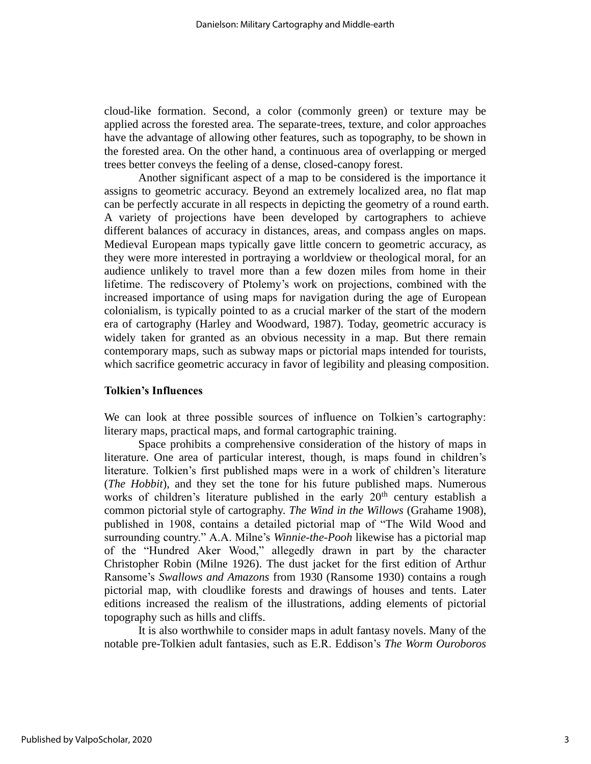cloud-like formation. Second, a color (commonly green) or texture may be applied across the forested area. The separate-trees, texture, and color approaches have the advantage of allowing other features, such as topography, to be shown in the forested area. On the other hand, a continuous area of overlapping or merged trees better conveys the feeling of a dense, closed-canopy forest.

Another significant aspect of a map to be considered is the importance it assigns to geometric accuracy. Beyond an extremely localized area, no flat map can be perfectly accurate in all respects in depicting the geometry of a round earth. A variety of projections have been developed by cartographers to achieve different balances of accuracy in distances, areas, and compass angles on maps. Medieval European maps typically gave little concern to geometric accuracy, as they were more interested in portraying a worldview or theological moral, for an audience unlikely to travel more than a few dozen miles from home in their lifetime. The rediscovery of Ptolemy's work on projections, combined with the increased importance of using maps for navigation during the age of European colonialism, is typically pointed to as a crucial marker of the start of the modern era of cartography (Harley and Woodward, 1987). Today, geometric accuracy is widely taken for granted as an obvious necessity in a map. But there remain contemporary maps, such as subway maps or pictorial maps intended for tourists, which sacrifice geometric accuracy in favor of legibility and pleasing composition.

## Tolkien's Influences

We can look at three possible sources of influence on Tolkien's cartography: literary maps, practical maps, and formal cartographic training.

Space prohibits a comprehensive consideration of the history of maps in literature. One area of particular interest, though, is maps found in children's literature. Tolkien's first published maps were in a work of children's literature (*The Hobbit*), and they set the tone for his future published maps. Numerous works of children's literature published in the early 20th century establish a common pictorial style of cartography. *The Wind in the Willows* (Grahame 1908), published in 1908, contains a detailed pictorial map of "The Wild Wood and surrounding country." A.A. Milne's *Winnie-the-Pooh* likewise has a pictorial map of the "Hundred Aker Wood," allegedly drawn in part by the character Christopher Robin (Milne 1926). The dust jacket for the first edition of Arthur Ransome's *Swallows and Amazons* from 1930 (Ransome 1930) contains a rough pictorial map, with cloudlike forests and drawings of houses and tents. Later editions increased the realism of the illustrations, adding elements of pictorial topography such as hills and cliffs.

It is also worthwhile to consider maps in adult fantasy novels. Many of the notable pre-Tolkien adult fantasies, such as E.R. Eddison's *The Worm Ouroboros*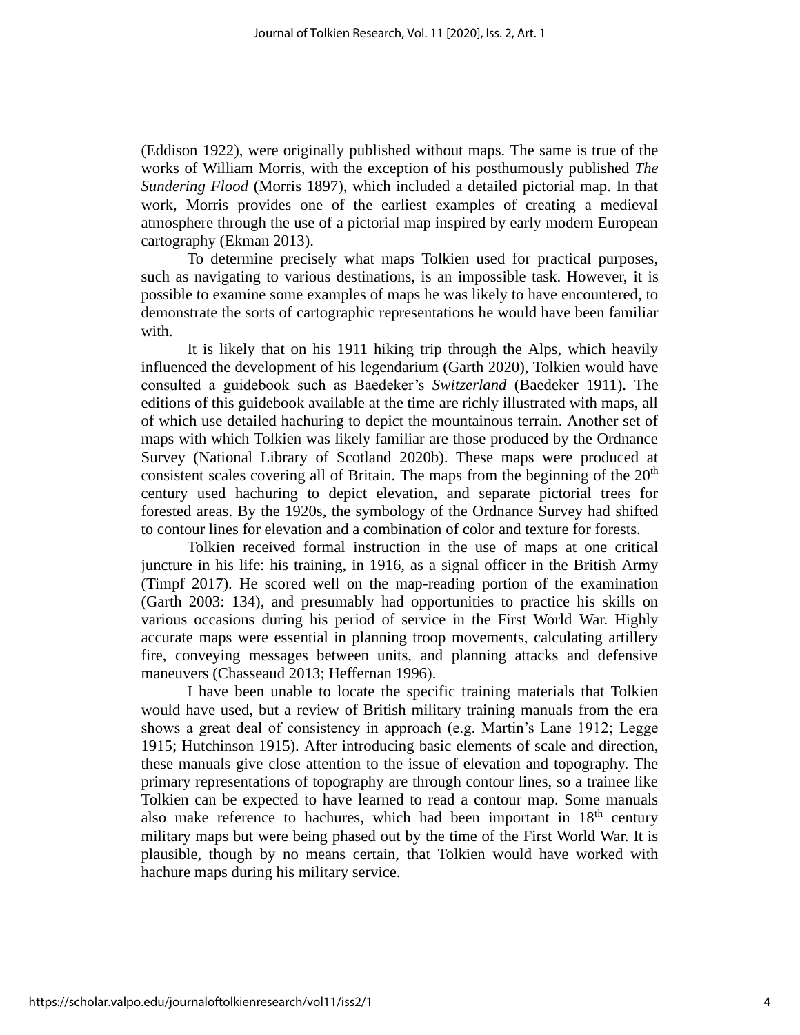(Eddison 1922), were originally published without maps. The same is true of the works of William Morris, with the exception of his posthumously published *The Sundering Flood* (Morris 1897), which included a detailed pictorial map. In that work, Morris provides one of the earliest examples of creating a medieval atmosphere through the use of a pictorial map inspired by early modern European cartography (Ekman 2013).

To determine precisely what maps Tolkien used for practical purposes, such as navigating to various destinations, is an impossible task. However, it is possible to examine some examples of maps he was likely to have encountered, to demonstrate the sorts of cartographic representations he would have been familiar with.

It is likely that on his 1911 hiking trip through the Alps, which heavily influenced the development of his legendarium (Garth 2020), Tolkien would have consulted a guidebook such as Baedeker's *Switzerland* (Baedeker 1911). The editions of this guidebook available at the time are richly illustrated with maps, all of which use detailed hachuring to depict the mountainous terrain. Another set of maps with which Tolkien was likely familiar are those produced by the Ordnance Survey (National Library of Scotland 2020b). These maps were produced at consistent scales covering all of Britain. The maps from the beginning of the 20th century used hachuring to depict elevation, and separate pictorial trees for forested areas. By the 1920s, the symbology of the Ordnance Survey had shifted to contour lines for elevation and a combination of color and texture for forests.

Tolkien received formal instruction in the use of maps at one critical juncture in his life: his training, in 1916, as a signal officer in the British Army (Timpf 2017). He scored well on the map-reading portion of the examination (Garth 2003: 134), and presumably had opportunities to practice his skills on various occasions during his period of service in the First World War. Highly accurate maps were essential in planning troop movements, calculating artillery fire, conveying messages between units, and planning attacks and defensive maneuvers (Chasseaud 2013; Heffernan 1996).

I have been unable to locate the specific training materials that Tolkien would have used, but a review of British military training manuals from the era shows a great deal of consistency in approach (e.g. Martin's Lane 1912; Legge 1915; Hutchinson 1915). After introducing basic elements of scale and direction, these manuals give close attention to the issue of elevation and topography. The primary representations of topography are through contour lines, so a trainee like Tolkien can be expected to have learned to read a contour map. Some manuals also make reference to hachures, which had been important in 18th century military maps but were being phased out by the time of the First World War. It is plausible, though by no means certain, that Tolkien would have worked with hachure maps during his military service.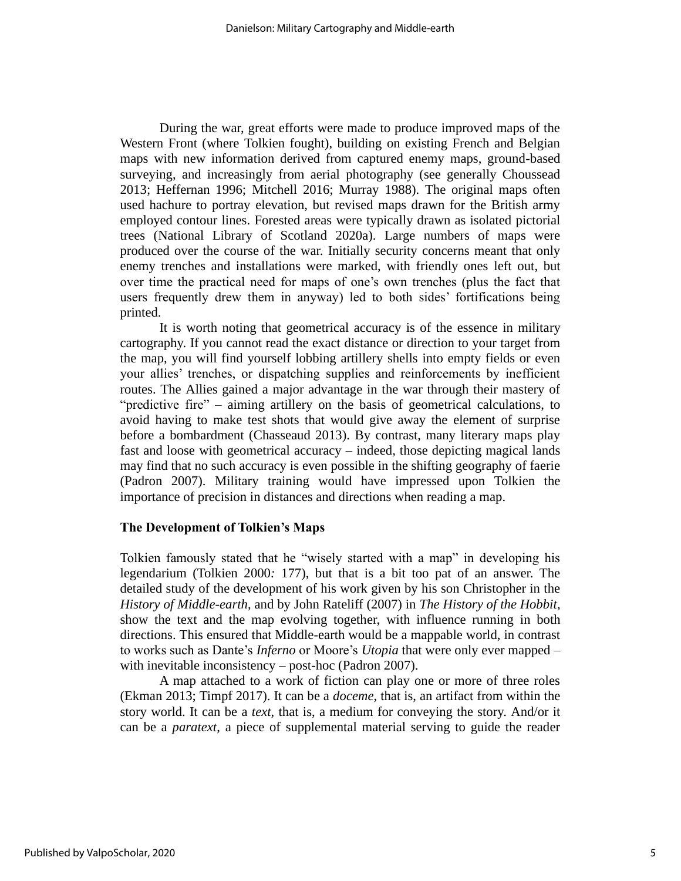During the war, great efforts were made to produce improved maps of the Western Front (where Tolkien fought), building on existing French and Belgian maps with new information derived from captured enemy maps, ground-based surveying, and increasingly from aerial photography (see generally Choussead 2013; Heffernan 1996; Mitchell 2016; Murray 1988). The original maps often used hachure to portray elevation, but revised maps drawn for the British army employed contour lines. Forested areas were typically drawn as isolated pictorial trees (National Library of Scotland 2020a). Large numbers of maps were produced over the course of the war. Initially security concerns meant that only enemy trenches and installations were marked, with friendly ones left out, but over time the practical need for maps of one's own trenches (plus the fact that users frequently drew them in anyway) led to both sides' fortifications being printed.

It is worth noting that geometrical accuracy is of the essence in military cartography. If you cannot read the exact distance or direction to your target from the map, you will find yourself lobbing artillery shells into empty fields or even your allies' trenches, or dispatching supplies and reinforcements by inefficient routes. The Allies gained a major advantage in the war through their mastery of "predictive fire" – aiming artillery on the basis of geometrical calculations, to avoid having to make test shots that would give away the element of surprise before a bombardment (Chasseaud 2013). By contrast, many literary maps play fast and loose with geometrical accuracy – indeed, those depicting magical lands may find that no such accuracy is even possible in the shifting geography of faerie (Padron 2007). Military training would have impressed upon Tolkien the importance of precision in distances and directions when reading a map.

## The Development of Tolkien's Maps

Tolkien famously stated that he "wisely started with a map" in developing his legendarium (Tolkien 2000*:* 177), but that is a bit too pat of an answer. The detailed study of the development of his work given by his son Christopher in the *History of Middle-earth*, and by John Rateliff (2007) in *The History of the Hobbit*, show the text and the map evolving together, with influence running in both directions. This ensured that Middle-earth would be a mappable world, in contrast to works such as Dante's *Inferno* or Moore's *Utopia* that were only ever mapped – with inevitable inconsistency – post-hoc (Padron 2007).

A map attached to a work of fiction can play one or more of three roles (Ekman 2013; Timpf 2017). It can be a *doceme*, that is, an artifact from within the story world. It can be a *text*, that is, a medium for conveying the story. And/or it can be a *paratext*, a piece of supplemental material serving to guide the reader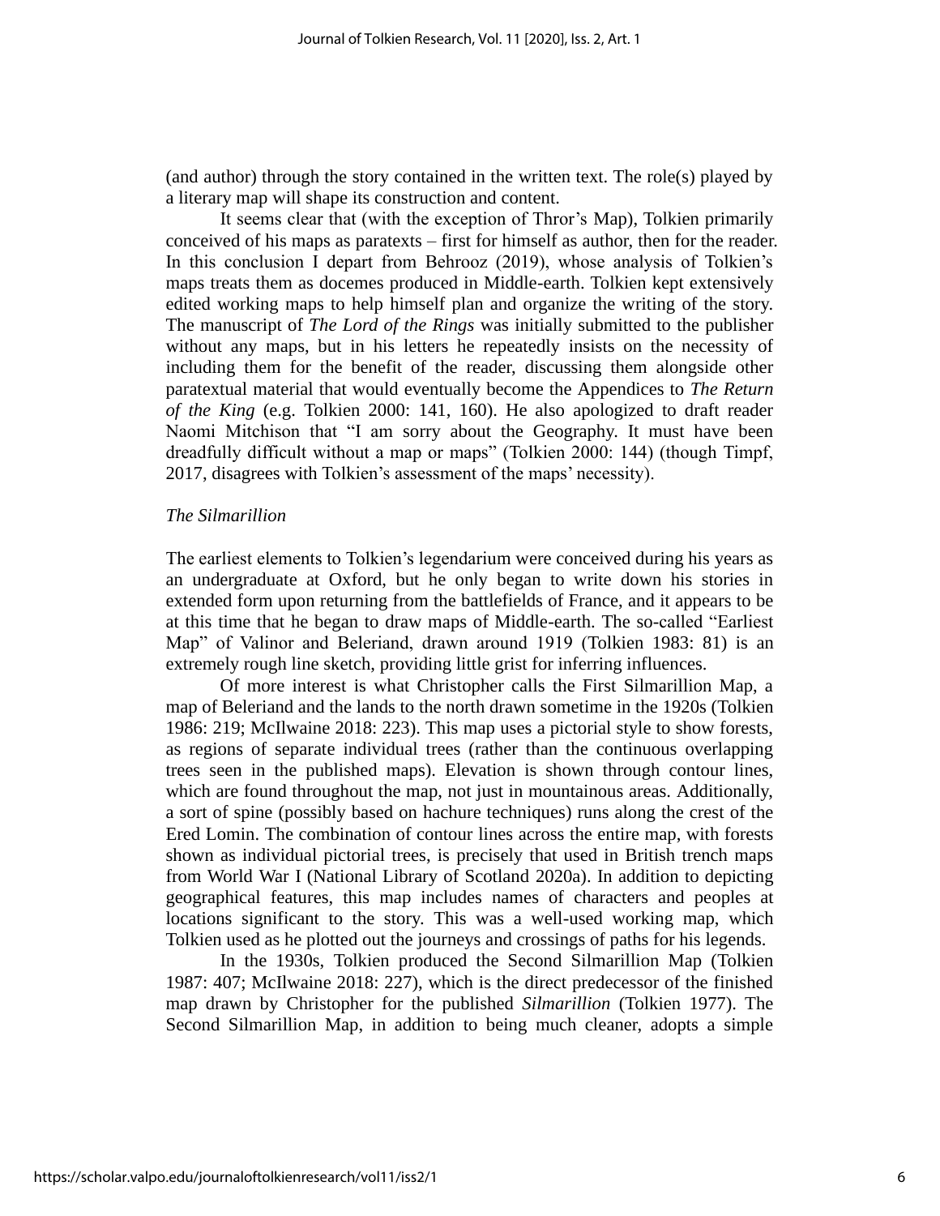(and author) through the story contained in the written text. The role(s) played by a literary map will shape its construction and content.

It seems clear that (with the exception of Thror's Map), Tolkien primarily conceived of his maps as paratexts – first for himself as author, then for the reader. In this conclusion I depart from Behrooz (2019), whose analysis of Tolkien's maps treats them as docemes produced in Middle-earth. Tolkien kept extensively edited working maps to help himself plan and organize the writing of the story. The manuscript of *The Lord of the Rings* was initially submitted to the publisher without any maps, but in his letters he repeatedly insists on the necessity of including them for the benefit of the reader, discussing them alongside other paratextual material that would eventually become the Appendices to *The Return of the King* (e.g. Tolkien 2000: 141, 160). He also apologized to draft reader Naomi Mitchison that "I am sorry about the Geography. It must have been dreadfully difficult without a map or maps" (Tolkien 2000: 144) (though Timpf, 2017, disagrees with Tolkien's assessment of the maps' necessity).

*The Silmarillion*

The earliest elements to Tolkien's legendarium were conceived during his years as an undergraduate at Oxford, but he only began to write down his stories in extended form upon returning from the battlefields of France, and it appears to be at this time that he began to draw maps of Middle-earth. The so-called "Earliest Map" of Valinor and Beleriand, drawn around 1919 (Tolkien 1983: 81) is an extremely rough line sketch, providing little grist for inferring influences.

Of more interest is what Christopher calls the First Silmarillion Map, a map of Beleriand and the lands to the north drawn sometime in the 1920s (Tolkien 1986: 219; McIlwaine 2018: 223). This map uses a pictorial style to show forests, as regions of separate individual trees (rather than the continuous overlapping trees seen in the published maps). Elevation is shown through contour lines, which are found throughout the map, not just in mountainous areas. Additionally, a sort of spine (possibly based on hachure techniques) runs along the crest of the Ered Lomin. The combination of contour lines across the entire map, with forests shown as individual pictorial trees, is precisely that used in British trench maps from World War I (National Library of Scotland 2020a). In addition to depicting geographical features, this map includes names of characters and peoples at locations significant to the story. This was a well-used working map, which Tolkien used as he plotted out the journeys and crossings of paths for his legends.

In the 1930s, Tolkien produced the Second Silmarillion Map (Tolkien 1987: 407; McIlwaine 2018: 227), which is the direct predecessor of the finished map drawn by Christopher for the published *Silmarillion* (Tolkien 1977). The Second Silmarillion Map, in addition to being much cleaner, adopts a simple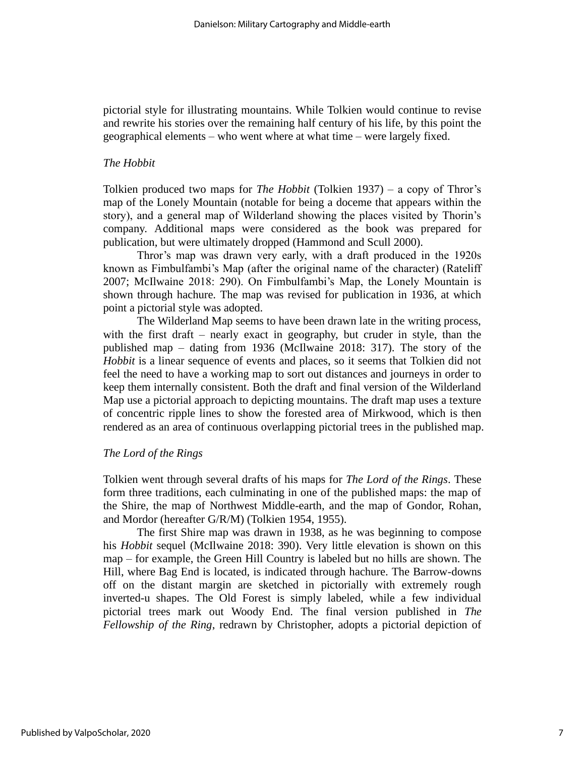pictorial style for illustrating mountains. While Tolkien would continue to revise and rewrite his stories over the remaining half century of his life, by this point the geographical elements – who went where at what time – were largely fixed.

### *The Hobbit*

Tolkien produced two maps for *The Hobbit* (Tolkien 1937) – a copy of Thror's map of the Lonely Mountain (notable for being a doceme that appears within the story), and a general map of Wilderland showing the places visited by Thorin's company. Additional maps were considered as the book was prepared for publication, but were ultimately dropped (Hammond and Scull 2000).

Thror's map was drawn very early, with a draft produced in the 1920s known as Fimbulfambi's Map (after the original name of the character) (Rateliff 2007; McIlwaine 2018: 290). On Fimbulfambi's Map, the Lonely Mountain is shown through hachure. The map was revised for publication in 1936, at which point a pictorial style was adopted.

The Wilderland Map seems to have been drawn late in the writing process, with the first draft – nearly exact in geography, but cruder in style, than the published map – dating from 1936 (McIlwaine 2018: 317). The story of the *Hobbit* is a linear sequence of events and places, so it seems that Tolkien did not feel the need to have a working map to sort out distances and journeys in order to keep them internally consistent. Both the draft and final version of the Wilderland Map use a pictorial approach to depicting mountains. The draft map uses a texture of concentric ripple lines to show the forested area of Mirkwood, which is then rendered as an area of continuous overlapping pictorial trees in the published map.

### *The Lord of the Rings*

Tolkien went through several drafts of his maps for *The Lord of the Rings*. These form three traditions, each culminating in one of the published maps: the map of the Shire, the map of Northwest Middle-earth, and the map of Gondor, Rohan, and Mordor (hereafter G/R/M) (Tolkien 1954, 1955).

The first Shire map was drawn in 1938, as he was beginning to compose his *Hobbit* sequel (McIlwaine 2018: 390). Very little elevation is shown on this map – for example, the Green Hill Country is labeled but no hills are shown. The Hill, where Bag End is located, is indicated through hachure. The Barrow-downs off on the distant margin are sketched in pictorially with extremely rough inverted-u shapes. The Old Forest is simply labeled, while a few individual pictorial trees mark out Woody End. The final version published in *The Fellowship of the Ring*, redrawn by Christopher, adopts a pictorial depiction of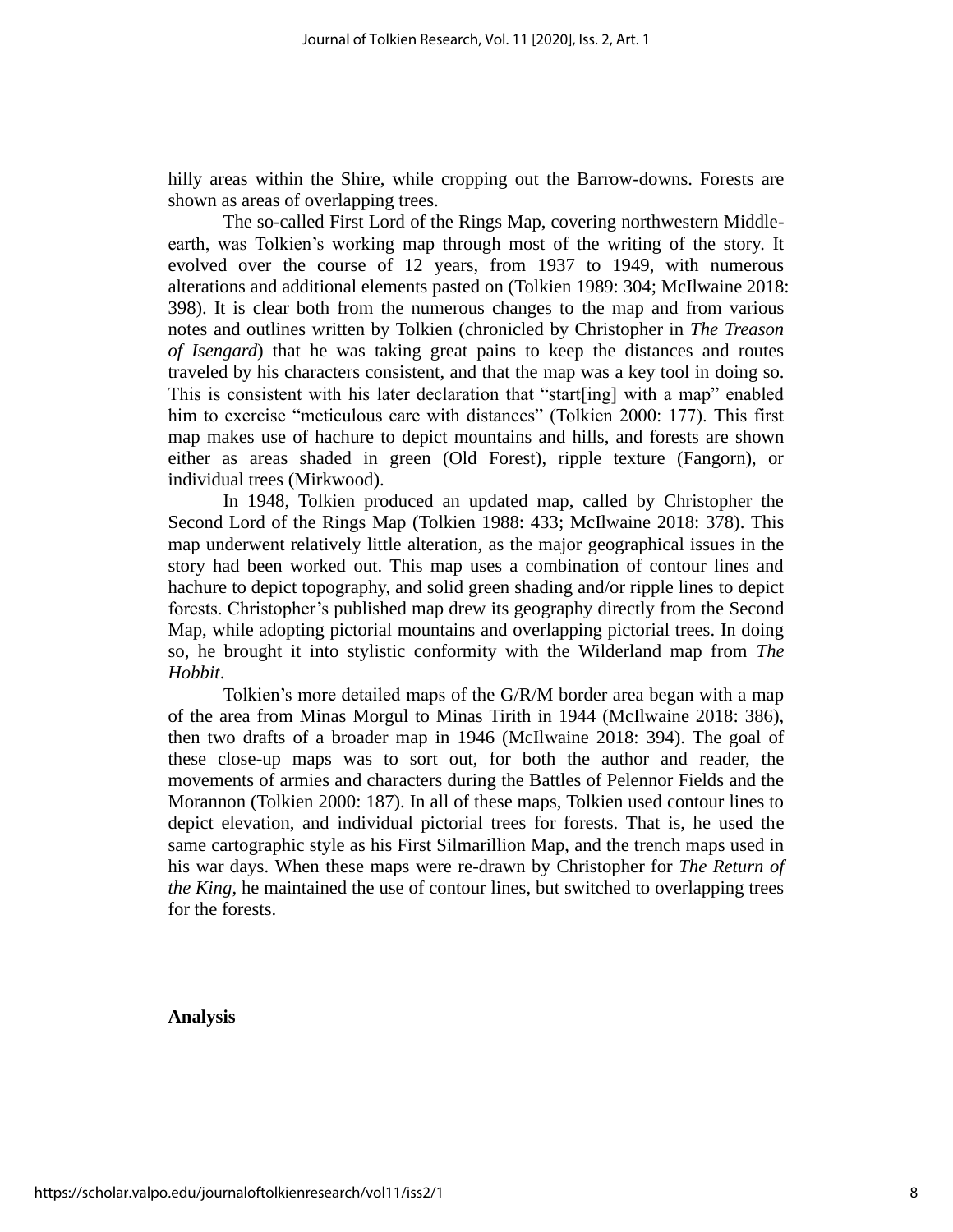hilly areas within the Shire, while cropping out the Barrow-downs. Forests are shown as areas of overlapping trees.

The so-called First Lord of the Rings Map, covering northwestern Middle-earth, was Tolkien's working map through most of the writing of the story. It evolved over the course of 12 years, from 1937 to 1949, with numerous alterations and additional elements pasted on (Tolkien 1989: 304; McIlwaine 2018: 398). It is clear both from the numerous changes to the map and from various notes and outlines written by Tolkien (chronicled by Christopher in *The Treason of Isengard*) that he was taking great pains to keep the distances and routes traveled by his characters consistent, and that the map was a key tool in doing so. This is consistent with his later declaration that "start[ing] with a map" enabled him to exercise "meticulous care with distances" (Tolkien 2000: 177). This first map makes use of hachure to depict mountains and hills, and forests are shown either as areas shaded in green (Old Forest), ripple texture (Fangorn), or individual trees (Mirkwood).

In 1948, Tolkien produced an updated map, called by Christopher the Second Lord of the Rings Map (Tolkien 1988: 433; McIlwaine 2018: 378). This map underwent relatively little alteration, as the major geographical issues in the story had been worked out. This map uses a combination of contour lines and hachure to depict topography, and solid green shading and/or ripple lines to depict forests. Christopher's published map drew its geography directly from the Second Map, while adopting pictorial mountains and overlapping pictorial trees. In doing so, he brought it into stylistic conformity with the Wilderland map from *The Hobbit*.

Tolkien's more detailed maps of the G/R/M border area began with a map of the area from Minas Morgul to Minas Tirith in 1944 (McIlwaine 2018: 386), then two drafts of a broader map in 1946 (McIlwaine 2018: 394). The goal of these close-up maps was to sort out, for both the author and reader, the movements of armies and characters during the Battles of Pelennor Fields and the Morannon (Tolkien 2000: 187). In all of these maps, Tolkien used contour lines to depict elevation, and individual pictorial trees for forests. That is, he used the same cartographic style as his First Silmarillion Map, and the trench maps used in his war days. When these maps were re-drawn by Christopher for *The Return of the King*, he maintained the use of contour lines, but switched to overlapping trees for the forests.

**Analysis**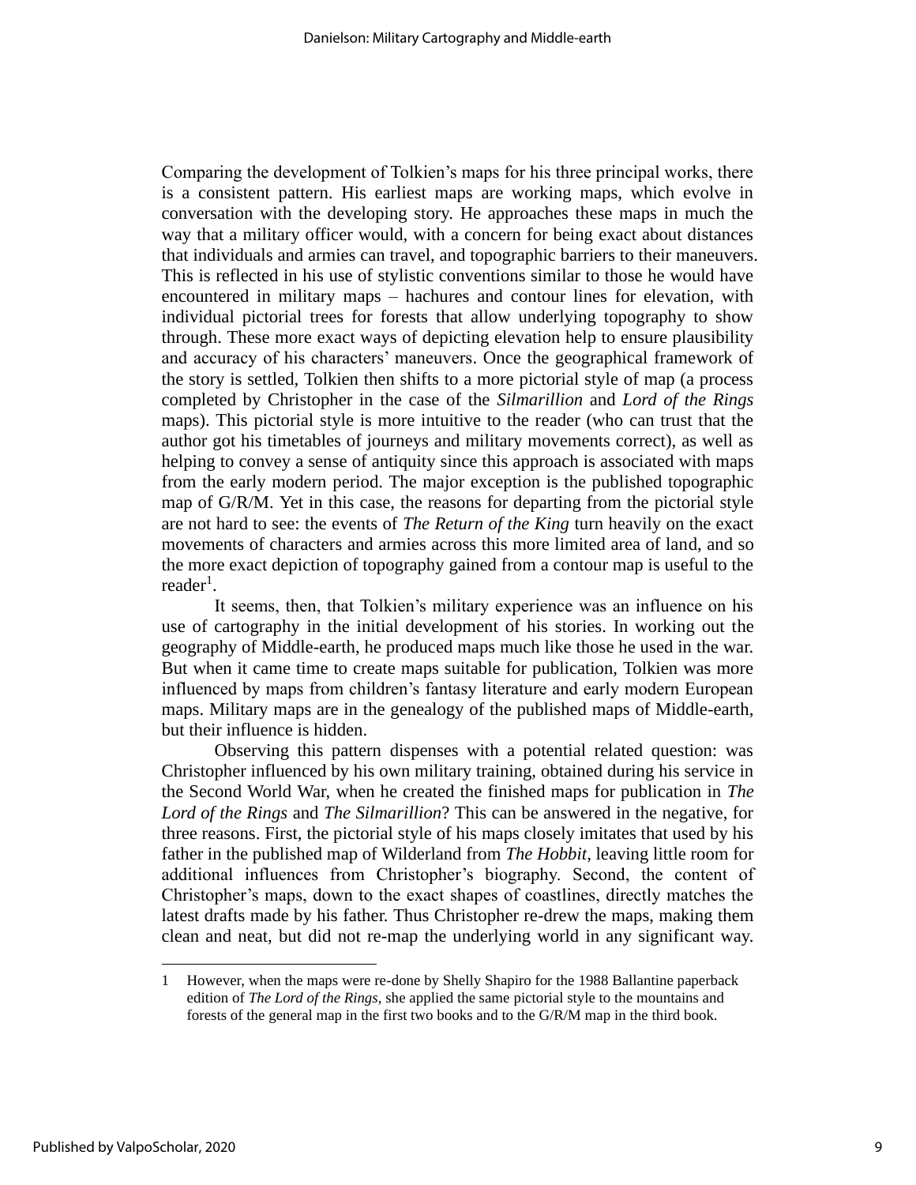Comparing the development of Tolkien's maps for his three principal works, there is a consistent pattern. His earliest maps are working maps, which evolve in conversation with the developing story. He approaches these maps in much the way that a military officer would, with a concern for being exact about distances that individuals and armies can travel, and topographic barriers to their maneuvers. This is reflected in his use of stylistic conventions similar to those he would have encountered in military maps – hachures and contour lines for elevation, with individual pictorial trees for forests that allow underlying topography to show through. These more exact ways of depicting elevation help to ensure plausibility and accuracy of his characters' maneuvers. Once the geographical framework of the story is settled, Tolkien then shifts to a more pictorial style of map (a process completed by Christopher in the case of the *Silmarillion* and *Lord of the Rings* maps). This pictorial style is more intuitive to the reader (who can trust that the author got his timetables of journeys and military movements correct), as well as helping to convey a sense of antiquity since this approach is associated with maps from the early modern period. The major exception is the published topographic map of G/R/M. Yet in this case, the reasons for departing from the pictorial style are not hard to see: the events of *The Return of the King* turn heavily on the exact movements of characters and armies across this more limited area of land, and so the more exact depiction of topography gained from a contour map is useful to the reader[1].

It seems, then, that Tolkien's military experience was an influence on his use of cartography in the initial development of his stories. In working out the geography of Middle-earth, he produced maps much like those he used in the war. But when it came time to create maps suitable for publication, Tolkien was more influenced by maps from children's fantasy literature and early modern European maps. Military maps are in the genealogy of the published maps of Middle-earth, but their influence is hidden.

Observing this pattern dispenses with a potential related question: was Christopher influenced by his own military training, obtained during his service in the Second World War, when he created the finished maps for publication in *The Lord of the Rings* and *The Silmarillion*? This can be answered in the negative, for three reasons. First, the pictorial style of his maps closely imitates that used by his father in the published map of Wilderland from *The Hobbit*, leaving little room for additional influences from Christopher's biography. Second, the content of Christopher's maps, down to the exact shapes of coastlines, directly matches the latest drafts made by his father. Thus Christopher re-drew the maps, making them clean and neat, but did not re-map the underlying world in any significant way.

1 However, when the maps were re-done by Shelly Shapiro for the 1988 Ballantine paperback edition of *The Lord of the Rings*, she applied the same pictorial style to the mountains and forests of the general map in the first two books and to the G/R/M map in the third book.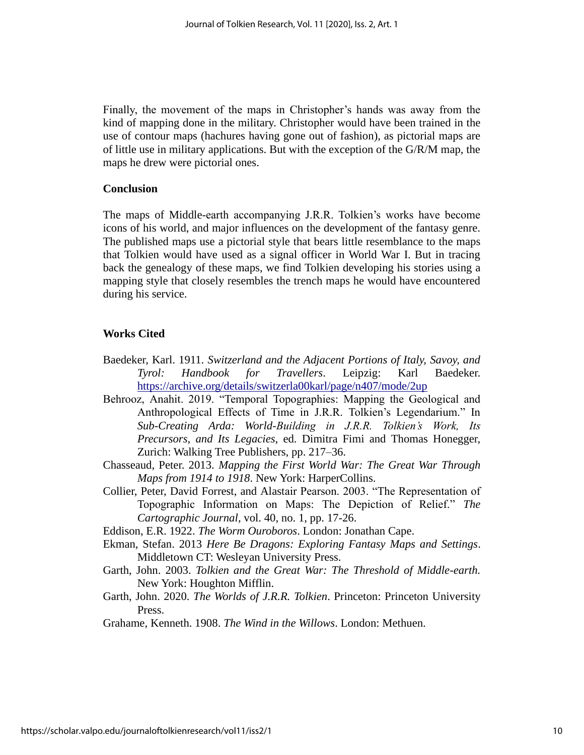Finally, the movement of the maps in Christopher's hands was away from the kind of mapping done in the military. Christopher would have been trained in the use of contour maps (hachures having gone out of fashion), as pictorial maps are of little use in military applications. But with the exception of the G/R/M map, the maps he drew were pictorial ones.

## Conclusion

The maps of Middle-earth accompanying J.R.R. Tolkien's works have become icons of his world, and major influences on the development of the fantasy genre. The published maps use a pictorial style that bears little resemblance to the maps that Tolkien would have used as a signal officer in World War I. But in tracing back the genealogy of these maps, we find Tolkien developing his stories using a mapping style that closely resembles the trench maps he would have encountered during his service.

## Works Cited

Baedeker, Karl. 1911. *Switzerland and the Adjacent Portions of Italy, Savoy, and Tyrol: Handbook for Travellers*. Leipzig: Karl Baedeker. https://archive.org/details/switzerla00karl/page/n407/mode/2up

Behrooz, Anahit. 2019. "Temporal Topographies: Mapping the Geological and Anthropological Effects of Time in J.R.R. Tolkien's Legendarium." In *Sub-Creating Arda: World-Building in J.R.R. Tolkien's Work, Its Precursors, and Its Legacies*, ed. Dimitra Fimi and Thomas Honegger, Zurich: Walking Tree Publishers, pp. 217–36.

Chasseaud, Peter. 2013. *Mapping the First World War: The Great War Through Maps from 1914 to 1918*. New York: HarperCollins.

Collier, Peter, David Forrest, and Alastair Pearson. 2003. "The Representation of Topographic Information on Maps: The Depiction of Relief." *The Cartographic Journal*, vol. 40, no. 1, pp. 17-26.

Eddison, E.R. 1922. *The Worm Ouroboros*. London: Jonathan Cape.

Ekman, Stefan. 2013 *Here Be Dragons: Exploring Fantasy Maps and Settings*. Middletown CT: Wesleyan University Press.

Garth, John. 2003. *Tolkien and the Great War: The Threshold of Middle-earth.* New York: Houghton Mifflin.

Garth, John. 2020. *The Worlds of J.R.R. Tolkien*. Princeton: Princeton University Press.

Grahame, Kenneth. 1908. *The Wind in the Willows*. London: Methuen.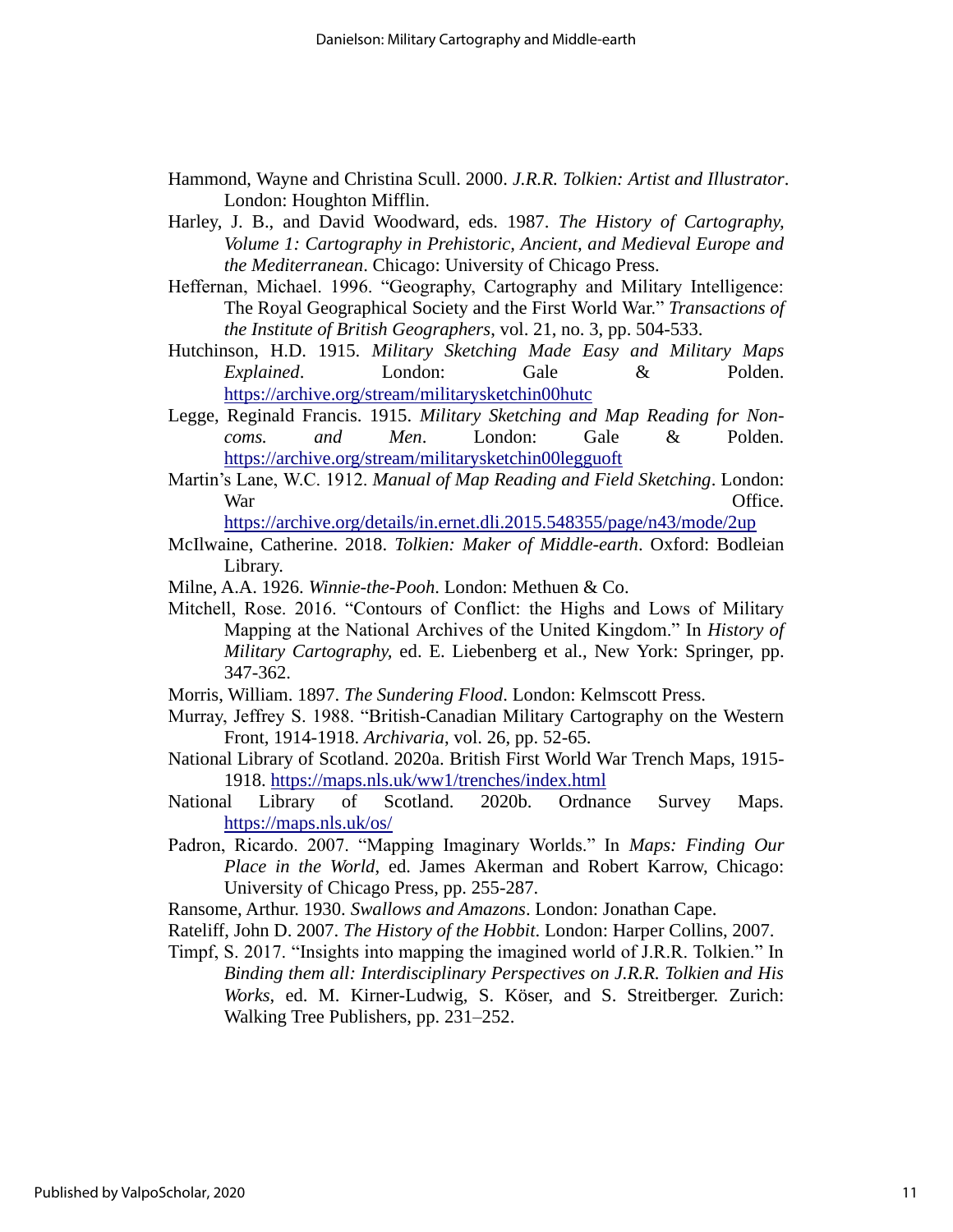Hammond, Wayne and Christina Scull. 2000. *J.R.R. Tolkien: Artist and Illustrator*. London: Houghton Mifflin.

Harley, J. B., and David Woodward, eds. 1987. *The History of Cartography, Volume 1: Cartography in Prehistoric, Ancient, and Medieval Europe and the Mediterranean*. Chicago: University of Chicago Press.

Heffernan, Michael. 1996. "Geography, Cartography and Military Intelligence: The Royal Geographical Society and the First World War." *Transactions of the Institute of British Geographers*, vol. 21, no. 3, pp. 504-533.

Hutchinson, H.D. 1915. *Military Sketching Made Easy and Military Maps Explained*. London: Gale & Polden. https://archive.org/stream/militarysketchin00hutc

Legge, Reginald Francis. 1915. *Military Sketching and Map Reading for Non-coms. and Men*. London: Gale & Polden. https://archive.org/stream/militarysketchin00legguoft

Martin's Lane, W.C. 1912. *Manual of Map Reading and Field Sketching*. London: War Office. https://archive.org/details/in.ernet.dli.2015.548355/page/n43/mode/2up

McIlwaine, Catherine. 2018. *Tolkien: Maker of Middle-earth*. Oxford: Bodleian Library.

Milne, A.A. 1926. *Winnie-the-Pooh*. London: Methuen & Co.

Mitchell, Rose. 2016. "Contours of Conflict: the Highs and Lows of Military Mapping at the National Archives of the United Kingdom." In *History of Military Cartography,* ed. E. Liebenberg et al., New York: Springer, pp. 347-362.

Morris, William. 1897. *The Sundering Flood*. London: Kelmscott Press.

Murray, Jeffrey S. 1988. "British-Canadian Military Cartography on the Western Front, 1914-1918. *Archivaria*, vol. 26, pp. 52-65.

National Library of Scotland. 2020a. British First World War Trench Maps, 1915-1918. https://maps.nls.uk/ww1/trenches/index.html

National Library of Scotland. 2020b. Ordnance Survey Maps. https://maps.nls.uk/os/

Padron, Ricardo. 2007. "Mapping Imaginary Worlds." In *Maps: Finding Our Place in the World*, ed. James Akerman and Robert Karrow, Chicago: University of Chicago Press, pp. 255-287.

Ransome, Arthur. 1930. *Swallows and Amazons*. London: Jonathan Cape.

Rateliff, John D. 2007. *The History of the Hobbit*. London: Harper Collins, 2007.

Timpf, S. 2017. "Insights into mapping the imagined world of J.R.R. Tolkien." In *Binding them all: Interdisciplinary Perspectives on J.R.R. Tolkien and His Works*, ed. M. Kirner-Ludwig, S. Köser, and S. Streitberger. Zurich: Walking Tree Publishers, pp. 231–252.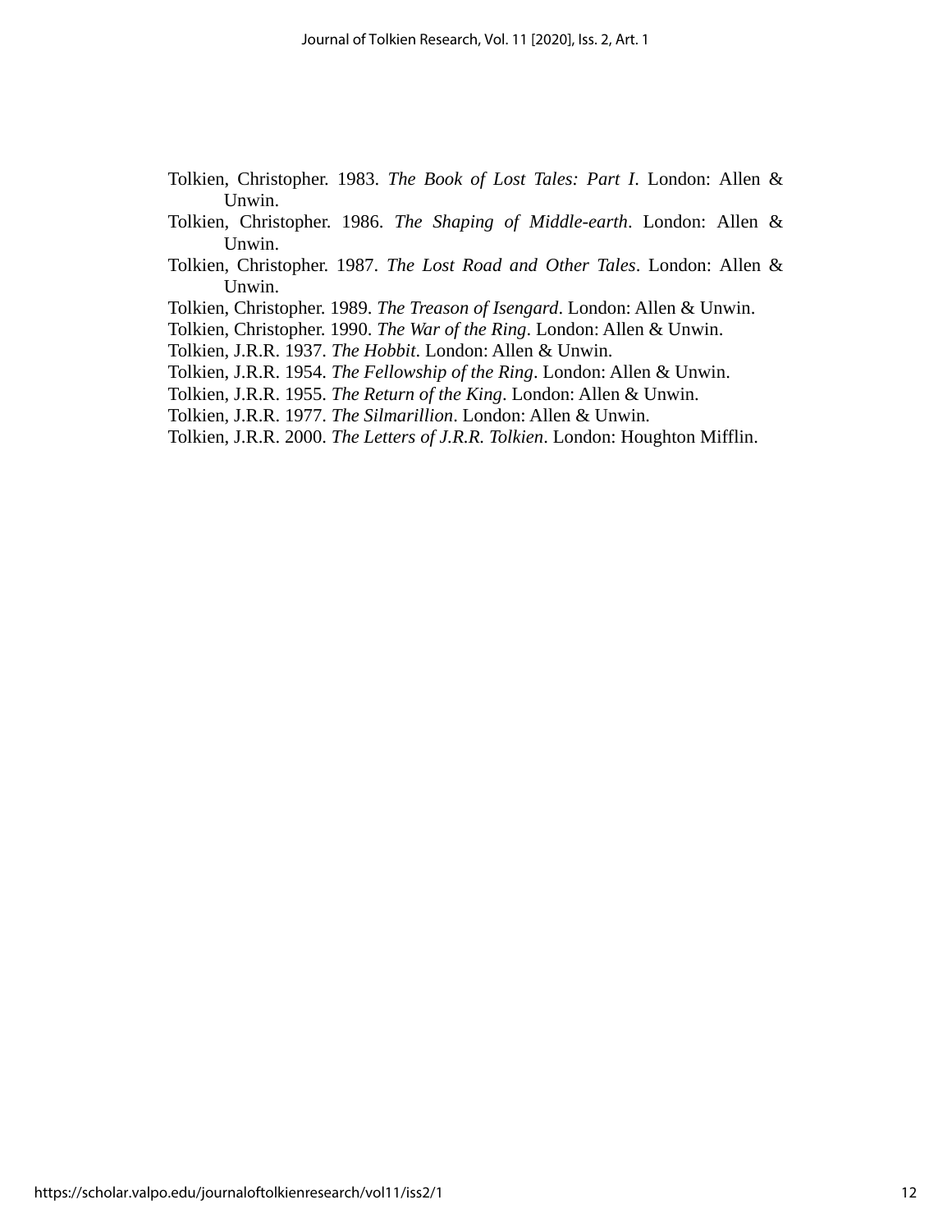Tolkien, Christopher. 1983. *The Book of Lost Tales: Part I*. London: Allen & Unwin.

Tolkien, Christopher. 1986. *The Shaping of Middle-earth*. London: Allen & Unwin.

Tolkien, Christopher. 1987. *The Lost Road and Other Tales*. London: Allen & Unwin.

Tolkien, Christopher. 1989. *The Treason of Isengard*. London: Allen & Unwin.

Tolkien, Christopher. 1990. *The War of the Ring*. London: Allen & Unwin.

Tolkien, J.R.R. 1937. *The Hobbit*. London: Allen & Unwin.

Tolkien, J.R.R. 1954. *The Fellowship of the Ring*. London: Allen & Unwin.

Tolkien, J.R.R. 1955. *The Return of the King*. London: Allen & Unwin.

Tolkien, J.R.R. 1977. *The Silmarillion*. London: Allen & Unwin.

Tolkien, J.R.R. 2000. *The Letters of J.R.R. Tolkien*. London: Houghton Mifflin.